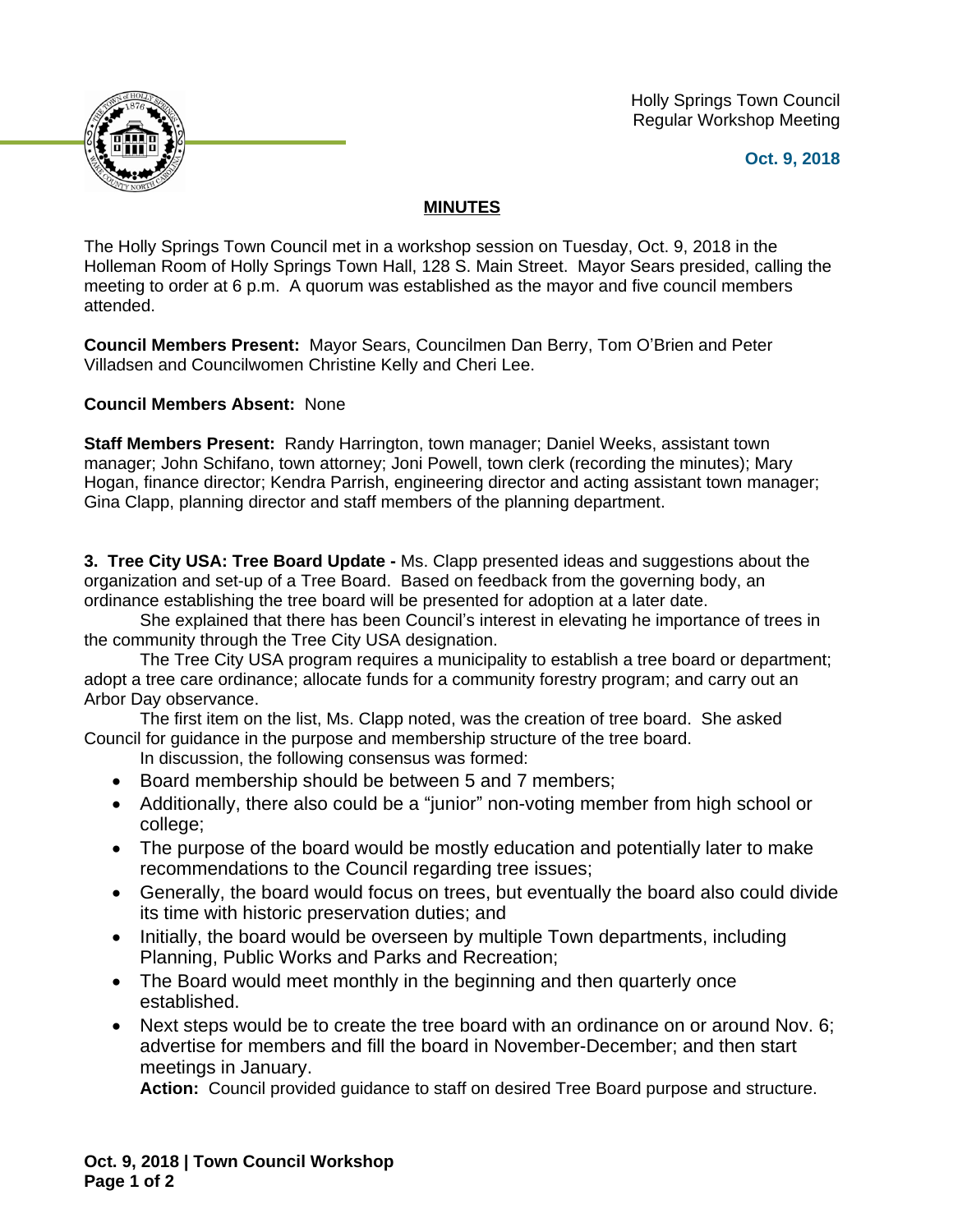Holly Springs Town Council
Regular Workshop Meeting

**Oct. 9, 2018**

## MINUTES

The Holly Springs Town Council met in a workshop session on Tuesday, Oct. 9, 2018 in the Holleman Room of Holly Springs Town Hall, 128 S. Main Street. Mayor Sears presided, calling the meeting to order at 6 p.m. A quorum was established as the mayor and five council members attended.

**Council Members Present:** Mayor Sears, Councilmen Dan Berry, Tom O'Brien and Peter Villadsen and Councilwomen Christine Kelly and Cheri Lee.

**Council Members Absent:** None

**Staff Members Present:** Randy Harrington, town manager; Daniel Weeks, assistant town manager; John Schifano, town attorney; Joni Powell, town clerk (recording the minutes); Mary Hogan, finance director; Kendra Parrish, engineering director and acting assistant town manager; Gina Clapp, planning director and staff members of the planning department.

**3. Tree City USA: Tree Board Update -** Ms. Clapp presented ideas and suggestions about the organization and set-up of a Tree Board. Based on feedback from the governing body, an ordinance establishing the tree board will be presented for adoption at a later date.

She explained that there has been Council's interest in elevating he importance of trees in the community through the Tree City USA designation.

The Tree City USA program requires a municipality to establish a tree board or department; adopt a tree care ordinance; allocate funds for a community forestry program; and carry out an Arbor Day observance.

The first item on the list, Ms. Clapp noted, was the creation of tree board. She asked Council for guidance in the purpose and membership structure of the tree board.

In discussion, the following consensus was formed:

- Board membership should be between 5 and 7 members;
- Additionally, there also could be a "junior" non-voting member from high school or college;
- The purpose of the board would be mostly education and potentially later to make recommendations to the Council regarding tree issues;
- Generally, the board would focus on trees, but eventually the board also could divide its time with historic preservation duties; and
- Initially, the board would be overseen by multiple Town departments, including Planning, Public Works and Parks and Recreation;
- The Board would meet monthly in the beginning and then quarterly once established.
- Next steps would be to create the tree board with an ordinance on or around Nov. 6; advertise for members and fill the board in November-December; and then start meetings in January.

**Action:** Council provided guidance to staff on desired Tree Board purpose and structure.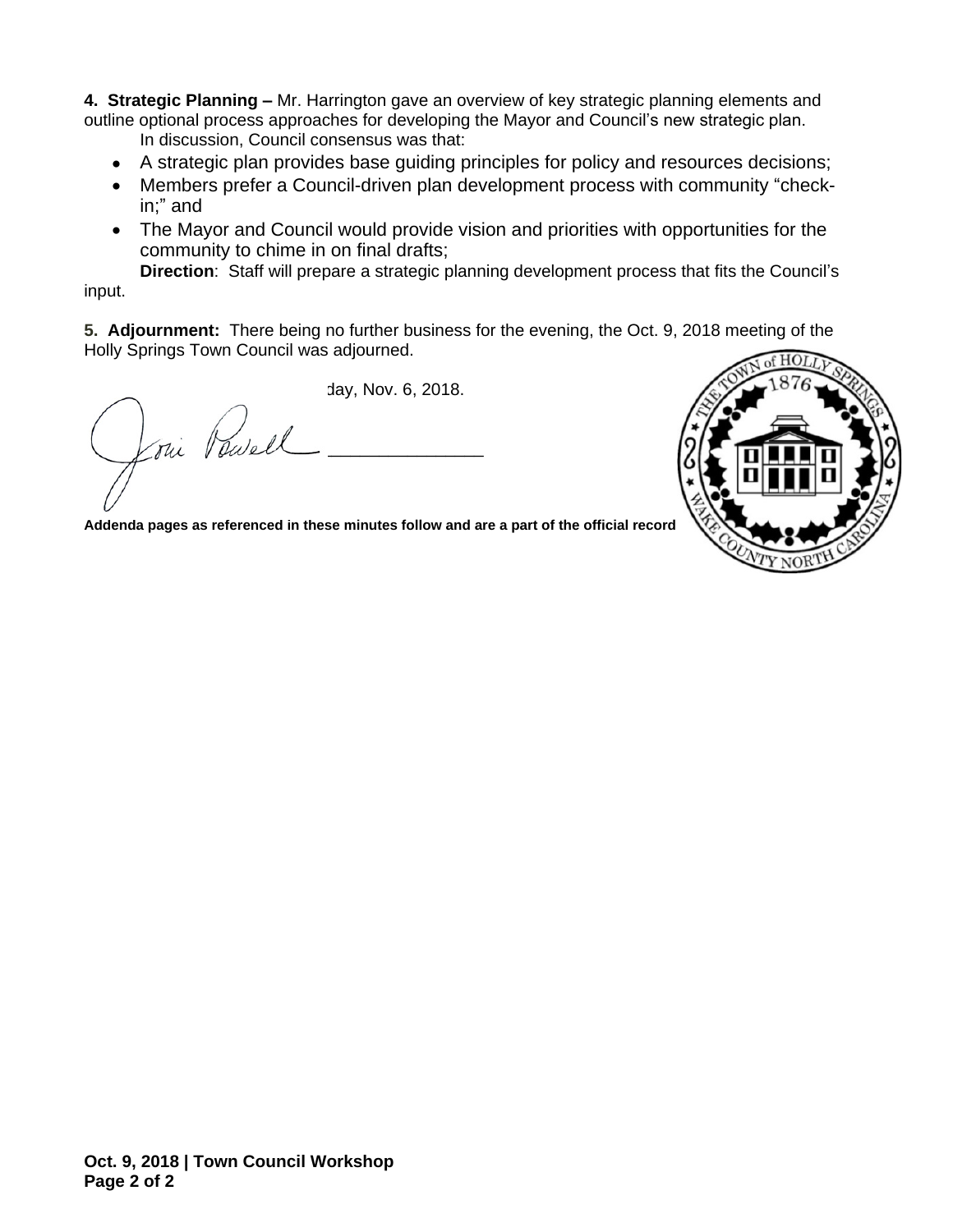**4. Strategic Planning –** Mr. Harrington gave an overview of key strategic planning elements and outline optional process approaches for developing the Mayor and Council's new strategic plan.

In discussion, Council consensus was that:

- A strategic plan provides base guiding principles for policy and resources decisions;
- Members prefer a Council-driven plan development process with community "check-in;" and
- The Mayor and Council would provide vision and priorities with opportunities for the community to chime in on final drafts;

**Direction**: Staff will prepare a strategic planning development process that fits the Council's input.

**5. Adjournment:** There being no further business for the evening, the Oct. 9, 2018 meeting of the Holly Springs Town Council was adjourned.

day, Nov. 6, 2018.

_______________

**Addenda pages as referenced in these minutes follow and are a part of the official record**